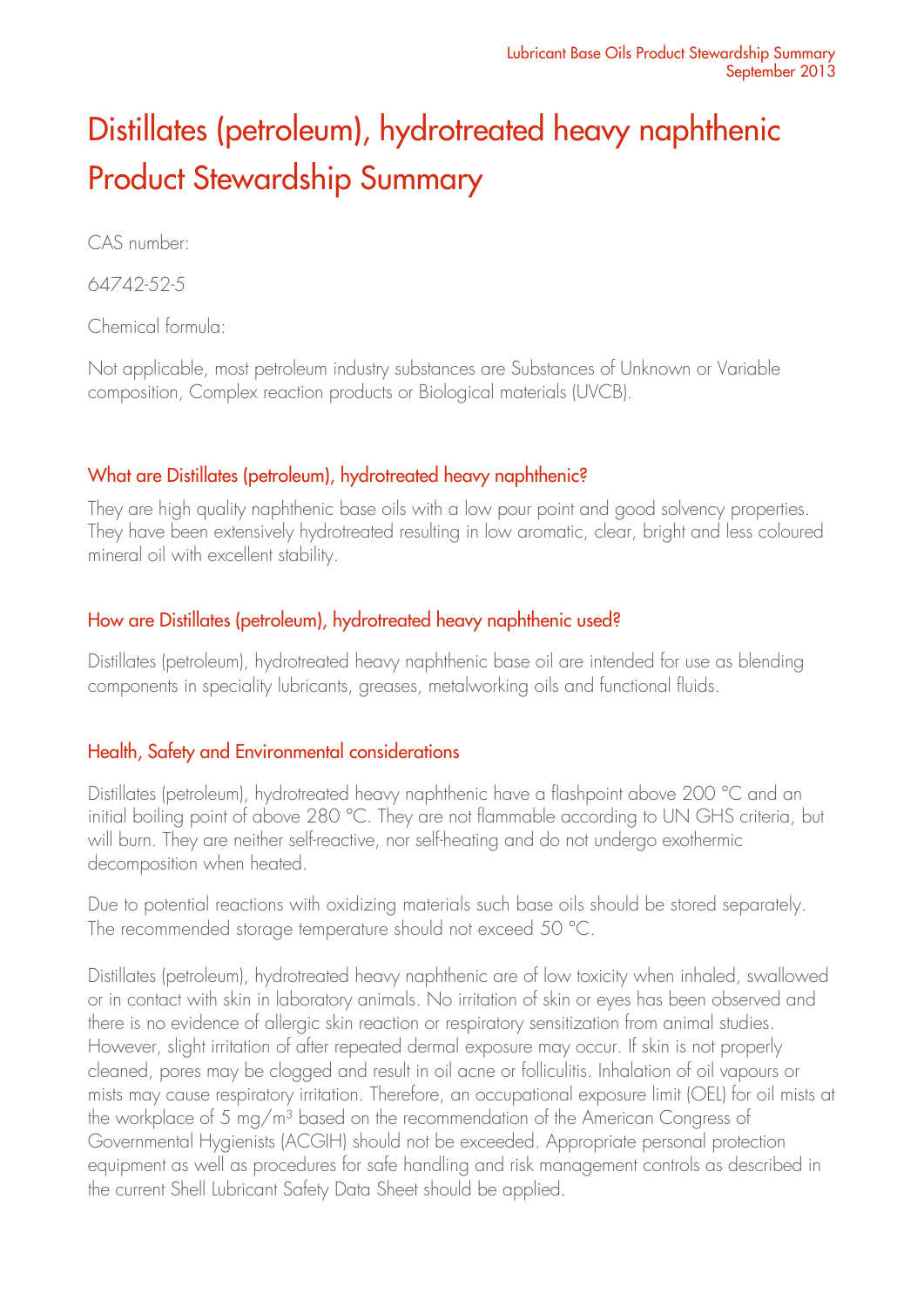# Distillates (petroleum), hydrotreated heavy naphthenic Product Stewardship Summary

CAS number:

64742-52-5

Chemical formula:

Not applicable, most petroleum industry substances are Substances of Unknown or Variable composition, Complex reaction products or Biological materials (UVCB).

## What are Distillates (petroleum), hydrotreated heavy naphthenic?

They are high quality naphthenic base oils with a low pour point and good solvency properties. They have been extensively hydrotreated resulting in low aromatic, clear, bright and less coloured mineral oil with excellent stability.

## How are Distillates (petroleum), hydrotreated heavy naphthenic used?

Distillates (petroleum), hydrotreated heavy naphthenic base oil are intended for use as blending components in speciality lubricants, greases, metalworking oils and functional fluids.

## Health, Safety and Environmental considerations

Distillates (petroleum), hydrotreated heavy naphthenic have a flashpoint above 200 °C and an initial boiling point of above 280 °C. They are not flammable according to UN GHS criteria, but will burn. They are neither self-reactive, nor self-heating and do not undergo exothermic decomposition when heated.

Due to potential reactions with oxidizing materials such base oils should be stored separately. The recommended storage temperature should not exceed 50 °C.

Distillates (petroleum), hydrotreated heavy naphthenic are of low toxicity when inhaled, swallowed or in contact with skin in laboratory animals. No irritation of skin or eyes has been observed and there is no evidence of allergic skin reaction or respiratory sensitization from animal studies. However, slight irritation of after repeated dermal exposure may occur. If skin is not properly cleaned, pores may be clogged and result in oil acne or folliculitis. Inhalation of oil vapours or mists may cause respiratory irritation. Therefore, an occupational exposure limit (OEL) for oil mists at the workplace of 5 $mg/m^3$ based on the recommendation of the American Congress of Governmental Hygienists (ACGIH) should not be exceeded. Appropriate personal protection equipment as well as procedures for safe handling and risk management controls as described in the current Shell Lubricant Safety Data Sheet should be applied.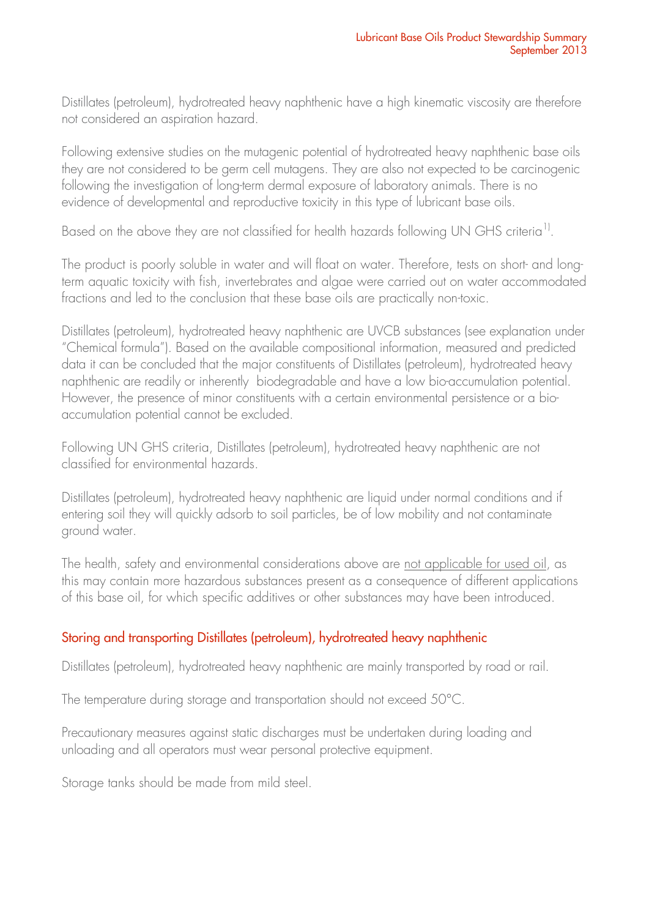Distillates (petroleum), hydrotreated heavy naphthenic have a high kinematic viscosity are therefore not considered an aspiration hazard.

Following extensive studies on the mutagenic potential of hydrotreated heavy naphthenic base oils they are not considered to be germ cell mutagens. They are also not expected to be carcinogenic following the investigation of long-term dermal exposure of laboratory animals. There is no evidence of developmental and reproductive toxicity in this type of lubricant base oils.

Based on the above they are not classified for health hazards following UN GHS criteria[1].

The product is poorly soluble in water and will float on water. Therefore, tests on short- and long-term aquatic toxicity with fish, invertebrates and algae were carried out on water accommodated fractions and led to the conclusion that these base oils are practically non-toxic.

Distillates (petroleum), hydrotreated heavy naphthenic are UVCB substances (see explanation under "Chemical formula"). Based on the available compositional information, measured and predicted data it can be concluded that the major constituents of Distillates (petroleum), hydrotreated heavy naphthenic are readily or inherently biodegradable and have a low bio-accumulation potential. However, the presence of minor constituents with a certain environmental persistence or a bio-accumulation potential cannot be excluded.

Following UN GHS criteria, Distillates (petroleum), hydrotreated heavy naphthenic are not classified for environmental hazards.

Distillates (petroleum), hydrotreated heavy naphthenic are liquid under normal conditions and if entering soil they will quickly adsorb to soil particles, be of low mobility and not contaminate ground water.

The health, safety and environmental considerations above are not applicable for used oil, as this may contain more hazardous substances present as a consequence of different applications of this base oil, for which specific additives or other substances may have been introduced.

## Storing and transporting Distillates (petroleum), hydrotreated heavy naphthenic

Distillates (petroleum), hydrotreated heavy naphthenic are mainly transported by road or rail.

The temperature during storage and transportation should not exceed 50°C.

Precautionary measures against static discharges must be undertaken during loading and unloading and all operators must wear personal protective equipment.

Storage tanks should be made from mild steel.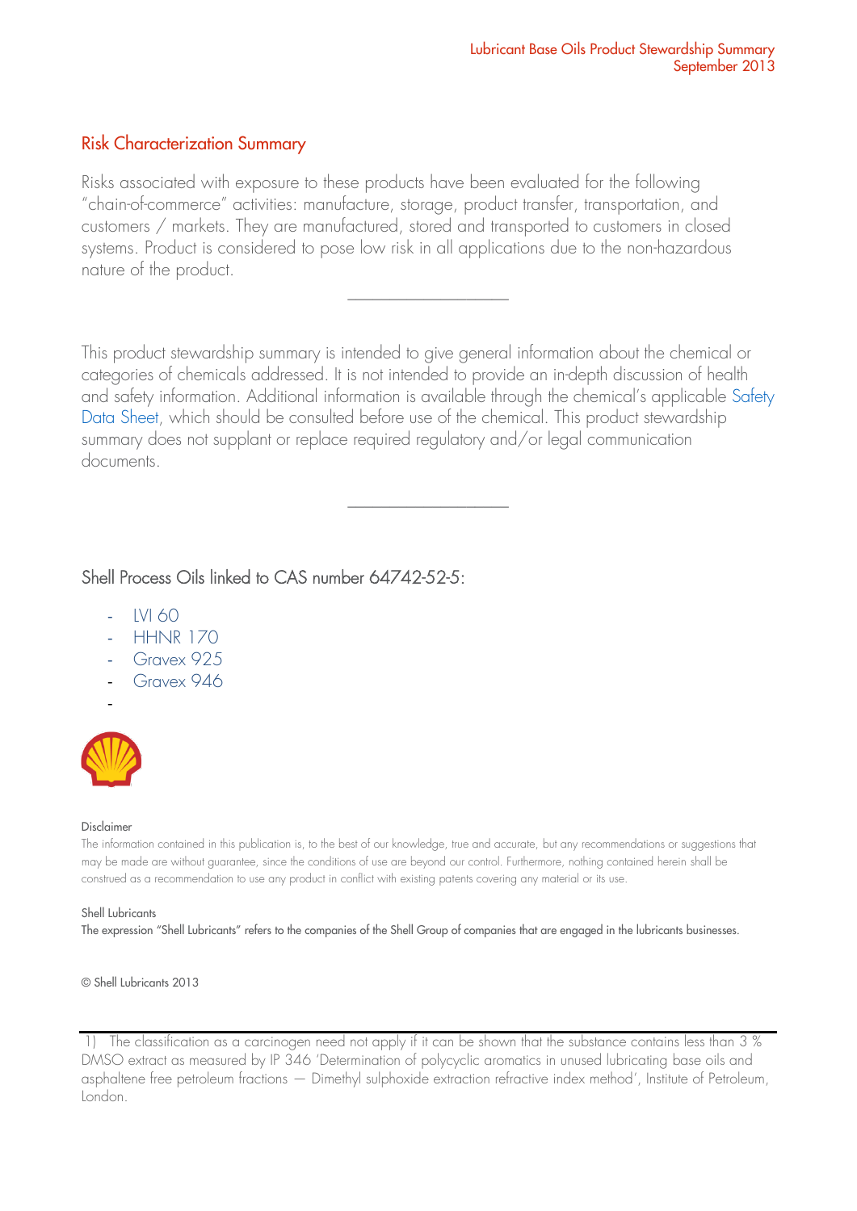## Risk Characterization Summary

Risks associated with exposure to these products have been evaluated for the following "chain-of-commerce" activities: manufacture, storage, product transfer, transportation, and customers / markets. They are manufactured, stored and transported to customers in closed systems. Product is considered to pose low risk in all applications due to the non-hazardous nature of the product.

---

This product stewardship summary is intended to give general information about the chemical or categories of chemicals addressed. It is not intended to provide an in-depth discussion of health and safety information. Additional information is available through the chemical's applicable Safety Data Sheet, which should be consulted before use of the chemical. This product stewardship summary does not supplant or replace required regulatory and/or legal communication documents.

---

Shell Process Oils linked to CAS number 64742-52-5:

- LVI 60
- HHNR 170
- Gravex 925
- Gravex 946
-

Disclaimer

The information contained in this publication is, to the best of our knowledge, true and accurate, but any recommendations or suggestions that may be made are without guarantee, since the conditions of use are beyond our control. Furthermore, nothing contained herein shall be construed as a recommendation to use any product in conflict with existing patents covering any material or its use.

Shell Lubricants

The expression "Shell Lubricants" refers to the companies of the Shell Group of companies that are engaged in the lubricants businesses.

© Shell Lubricants 2013

---

1) The classification as a carcinogen need not apply if it can be shown that the substance contains less than 3 % DMSO extract as measured by IP 346 'Determination of polycyclic aromatics in unused lubricating base oils and asphaltene free petroleum fractions — Dimethyl sulphoxide extraction refractive index method', Institute of Petroleum, London.